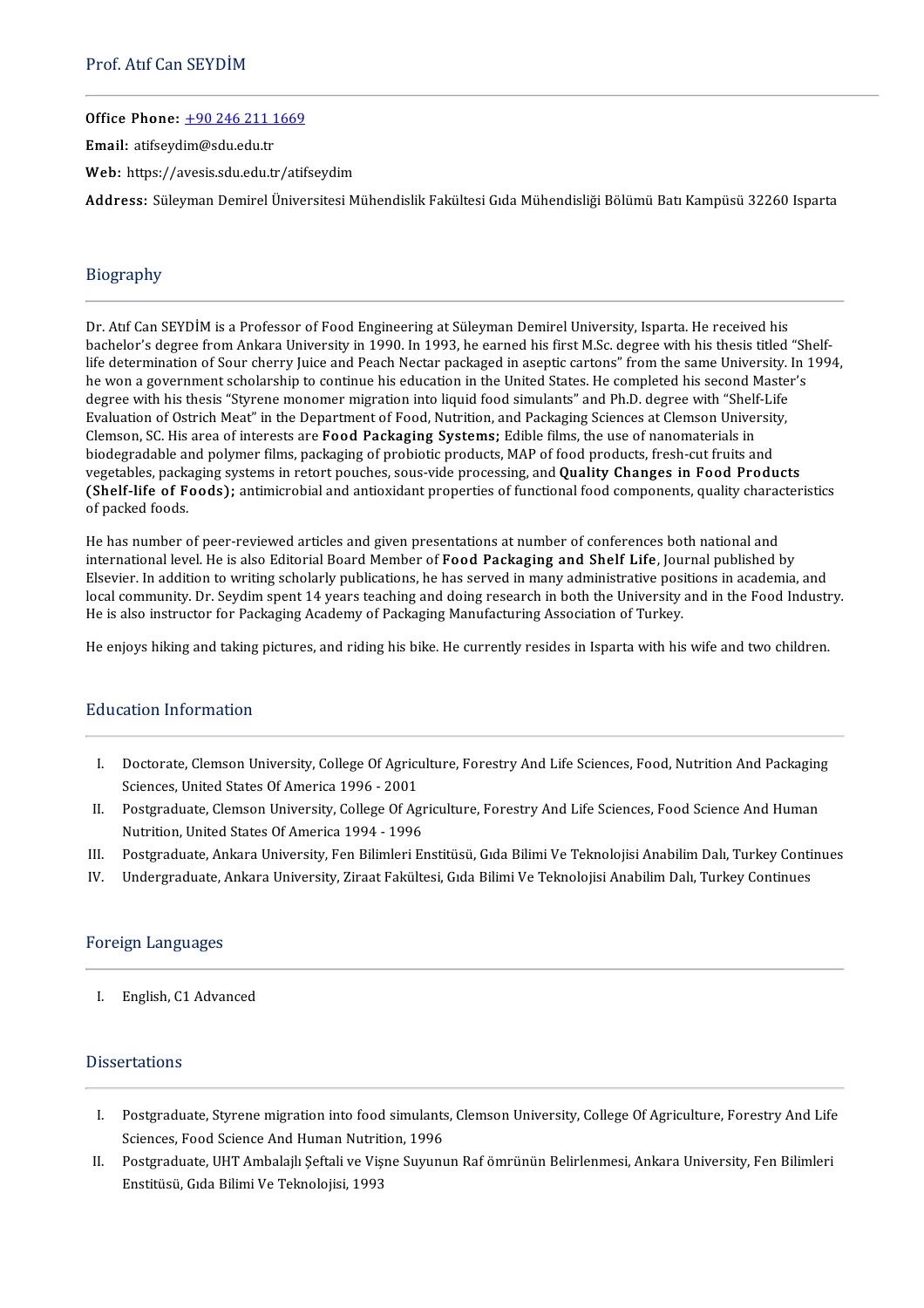# Prof. Atıf Can SEYDİM

**Office Phone:** +90 246 211 1669

**Email:** atifseydim@sdu.edu.tr

**Web:** https://avesis.sdu.edu.tr/atifseydim

**Address:** Süleyman Demirel Üniversitesi Mühendislik Fakültesi Gıda Mühendisliği Bölümü Batı Kampüsü 32260 Isparta

## Biography

Dr. Atıf Can SEYDİM is a Professor of Food Engineering at Süleyman Demirel University, Isparta. He received his bachelor's degree from Ankara University in 1990. In 1993, he earned his first M.Sc. degree with his thesis titled "Shelf-life determination of Sour cherry Juice and Peach Nectar packaged in aseptic cartons" from the same University. In 1994, he won a government scholarship to continue his education in the United States. He completed his second Master's degree with his thesis "Styrene monomer migration into liquid food simulants" and Ph.D. degree with "Shelf-Life Evaluation of Ostrich Meat" in the Department of Food, Nutrition, and Packaging Sciences at Clemson University, Clemson, SC. His area of interests are **Food Packaging Systems;** Edible films, the use of nanomaterials in biodegradable and polymer films, packaging of probiotic products, MAP of food products, fresh-cut fruits and vegetables, packaging systems in retort pouches, sous-vide processing, and **Quality Changes in Food Products (Shelf-life of Foods);** antimicrobial and antioxidant properties of functional food components, quality characteristics of packed foods.

He has number of peer-reviewed articles and given presentations at number of conferences both national and international level. He is also Editorial Board Member of **Food Packaging and Shelf Life**, Journal published by Elsevier. In addition to writing scholarly publications, he has served in many administrative positions in academia, and local community. Dr. Seydim spent 14 years teaching and doing research in both the University and in the Food Industry. He is also instructor for Packaging Academy of Packaging Manufacturing Association of Turkey.

He enjoys hiking and taking pictures, and riding his bike. He currently resides in Isparta with his wife and two children.

## Education Information

I. Doctorate, Clemson University, College Of Agriculture, Forestry And Life Sciences, Food, Nutrition And Packaging Sciences, United States Of America 1996 - 2001

II. Postgraduate, Clemson University, College Of Agriculture, Forestry And Life Sciences, Food Science And Human Nutrition, United States Of America 1994 - 1996

III. Postgraduate, Ankara University, Fen Bilimleri Enstitüsü, Gıda Bilimi Ve Teknolojisi Anabilim Dalı, Turkey Continues

IV. Undergraduate, Ankara University, Ziraat Fakültesi, Gıda Bilimi Ve Teknolojisi Anabilim Dalı, Turkey Continues

## Foreign Languages

I. English, C1 Advanced

## Dissertations

I. Postgraduate, Styrene migration into food simulants, Clemson University, College Of Agriculture, Forestry And Life Sciences, Food Science And Human Nutrition, 1996

II. Postgraduate, UHT Ambalajlı Şeftali ve Vişne Suyunun Raf ömrünün Belirlenmesi, Ankara University, Fen Bilimleri Enstitüsü, Gıda Bilimi Ve Teknolojisi, 1993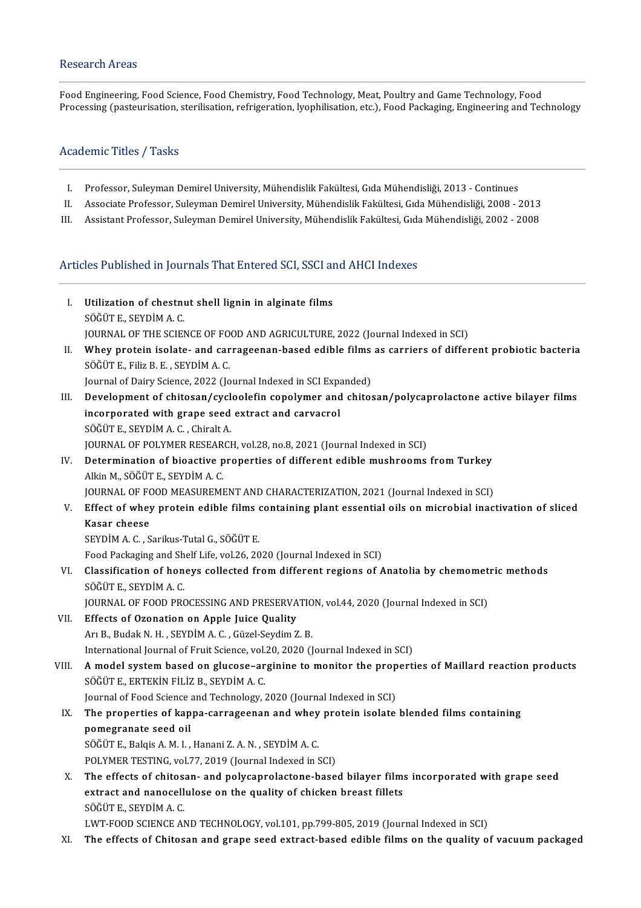## Research Areas

Food Engineering, Food Science, Food Chemistry, Food Technology, Meat, Poultry and Game Technology, Food Processing (pasteurisation, sterilisation, refrigeration, lyophilisation, etc.), Food Packaging, Engineering and Technology

## Academic Titles / Tasks

I. Professor, Suleyman Demirel University, Mühendislik Fakültesi, Gıda Mühendisliği, 2013 - Continues
II. Associate Professor, Suleyman Demirel University, Mühendislik Fakültesi, Gıda Mühendisliği, 2008 - 2013
III. Assistant Professor, Suleyman Demirel University, Mühendislik Fakültesi, Gıda Mühendisliği, 2002 - 2008

## Articles Published in Journals That Entered SCI, SSCI and AHCI Indexes

I. **Utilization of chestnut shell lignin in alginate films**
SÖĞÜT E., SEYDİM A. C.
JOURNAL OF THE SCIENCE OF FOOD AND AGRICULTURE, 2022 (Journal Indexed in SCI)

II. **Whey protein isolate- and carrageenan-based edible films as carriers of different probiotic bacteria**
SÖĞÜT E., Filiz B. E. , SEYDİM A. C.
Journal of Dairy Science, 2022 (Journal Indexed in SCI Expanded)

III. **Development of chitosan/cycloolefin copolymer and chitosan/polycaprolactone active bilayer films incorporated with grape seed extract and carvacrol**
SÖĞÜT E., SEYDİM A. C. , Chiralt A.
JOURNAL OF POLYMER RESEARCH, vol.28, no.8, 2021 (Journal Indexed in SCI)

IV. **Determination of bioactive properties of different edible mushrooms from Turkey**
Alkin M., SÖĞÜT E., SEYDİM A. C.
JOURNAL OF FOOD MEASUREMENT AND CHARACTERIZATION, 2021 (Journal Indexed in SCI)

V. **Effect of whey protein edible films containing plant essential oils on microbial inactivation of sliced Kasar cheese**
SEYDİM A. C. , Sarikus-Tutal G., SÖĞÜT E.
Food Packaging and Shelf Life, vol.26, 2020 (Journal Indexed in SCI)

VI. **Classification of honeys collected from different regions of Anatolia by chemometric methods**
SÖĞÜT E., SEYDİM A. C.
JOURNAL OF FOOD PROCESSING AND PRESERVATION, vol.44, 2020 (Journal Indexed in SCI)

VII. **Effects of Ozonation on Apple Juice Quality**
Arı B., Budak N. H. , SEYDİM A. C. , Güzel-Seydim Z. B.
International Journal of Fruit Science, vol.20, 2020 (Journal Indexed in SCI)

VIII. **A model system based on glucose–arginine to monitor the properties of Maillard reaction products**
SÖĞÜT E., ERTEKİN FİLİZ B., SEYDİM A. C.
Journal of Food Science and Technology, 2020 (Journal Indexed in SCI)

IX. **The properties of kappa-carrageenan and whey protein isolate blended films containing pomegranate seed oil**
SÖĞÜT E., Balqis A. M. I. , Hanani Z. A. N. , SEYDİM A. C.
POLYMER TESTING, vol.77, 2019 (Journal Indexed in SCI)

X. **The effects of chitosan- and polycaprolactone-based bilayer films incorporated with grape seed extract and nanocellulose on the quality of chicken breast fillets**
SÖĞÜT E., SEYDİM A. C.
LWT-FOOD SCIENCE AND TECHNOLOGY, vol.101, pp.799-805, 2019 (Journal Indexed in SCI)

XI. **The effects of Chitosan and grape seed extract-based edible films on the quality of vacuum packaged**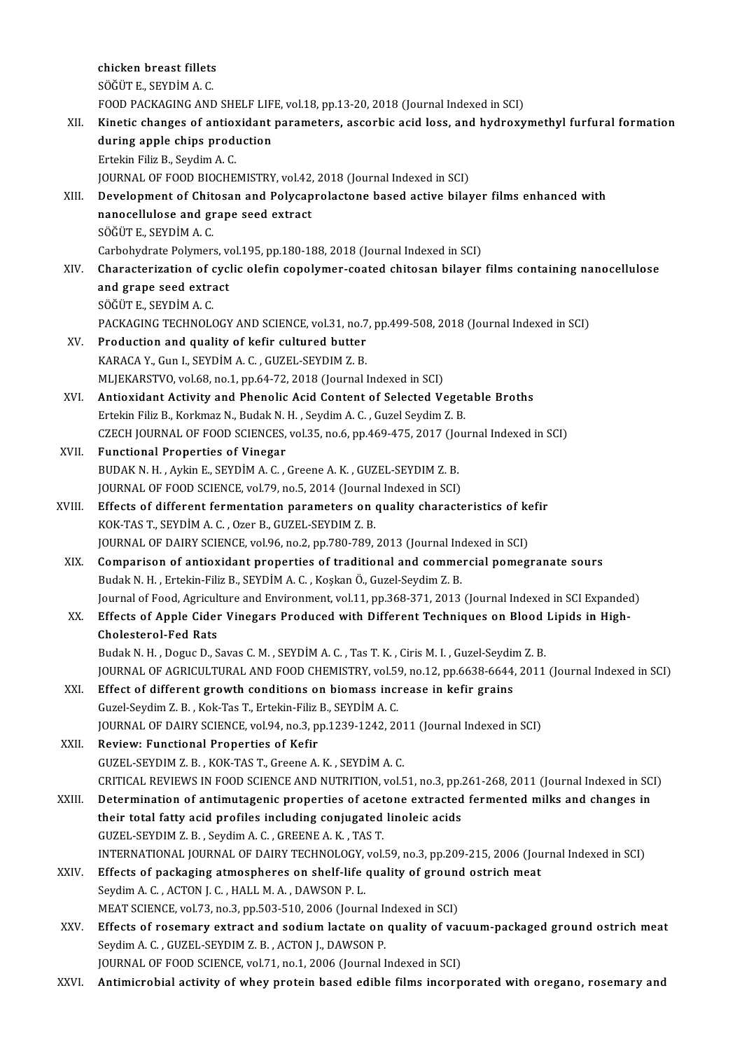chicken breast fillets
SÖĞÜT E., SEYDİM A. C.
FOOD PACKAGING AND SHELF LIFE, vol.18, pp.13-20, 2018 (Journal Indexed in SCI)

XII. **Kinetic changes of antioxidant parameters, ascorbic acid loss, and hydroxymethyl furfural formation during apple chips production**
Ertekin Filiz B., Seydim A. C.
JOURNAL OF FOOD BIOCHEMISTRY, vol.42, 2018 (Journal Indexed in SCI)

XIII. **Development of Chitosan and Polycaprolactone based active bilayer films enhanced with nanocellulose and grape seed extract**
SÖĞÜT E., SEYDİM A. C.
Carbohydrate Polymers, vol.195, pp.180-188, 2018 (Journal Indexed in SCI)

XIV. **Characterization of cyclic olefin copolymer-coated chitosan bilayer films containing nanocellulose and grape seed extract**
SÖĞÜT E., SEYDİM A. C.
PACKAGING TECHNOLOGY AND SCIENCE, vol.31, no.7, pp.499-508, 2018 (Journal Indexed in SCI)

XV. **Production and quality of kefir cultured butter**
KARACA Y., Gun I., SEYDİM A. C. , GUZEL-SEYDIM Z. B.
MLJEKARSTVO, vol.68, no.1, pp.64-72, 2018 (Journal Indexed in SCI)

XVI. **Antioxidant Activity and Phenolic Acid Content of Selected Vegetable Broths**
Ertekin Filiz B., Korkmaz N., Budak N. H. , Seydim A. C. , Guzel Seydim Z. B.
CZECH JOURNAL OF FOOD SCIENCES, vol.35, no.6, pp.469-475, 2017 (Journal Indexed in SCI)

XVII. **Functional Properties of Vinegar**
BUDAK N. H. , Aykin E., SEYDİM A. C. , Greene A. K. , GUZEL-SEYDIM Z. B.
JOURNAL OF FOOD SCIENCE, vol.79, no.5, 2014 (Journal Indexed in SCI)

XVIII. **Effects of different fermentation parameters on quality characteristics of kefir**
KOK-TAS T., SEYDİM A. C. , Ozer B., GUZEL-SEYDIM Z. B.
JOURNAL OF DAIRY SCIENCE, vol.96, no.2, pp.780-789, 2013 (Journal Indexed in SCI)

XIX. **Comparison of antioxidant properties of traditional and commercial pomegranate sours**
Budak N. H. , Ertekin-Filiz B., SEYDİM A. C. , Koşkan Ö., Guzel-Seydim Z. B.
Journal of Food, Agriculture and Environment, vol.11, pp.368-371, 2013 (Journal Indexed in SCI Expanded)

XX. **Effects of Apple Cider Vinegars Produced with Different Techniques on Blood Lipids in High-Cholesterol-Fed Rats**
Budak N. H. , Doguc D., Savas C. M. , SEYDİM A. C. , Tas T. K. , Ciris M. I. , Guzel-Seydim Z. B.
JOURNAL OF AGRICULTURAL AND FOOD CHEMISTRY, vol.59, no.12, pp.6638-6644, 2011 (Journal Indexed in SCI)

XXI. **Effect of different growth conditions on biomass increase in kefir grains**
Guzel-Seydim Z. B. , Kok-Tas T., Ertekin-Filiz B., SEYDİM A. C.
JOURNAL OF DAIRY SCIENCE, vol.94, no.3, pp.1239-1242, 2011 (Journal Indexed in SCI)

XXII. **Review: Functional Properties of Kefir**
GUZEL-SEYDIM Z. B. , KOK-TAS T., Greene A. K. , SEYDİM A. C.
CRITICAL REVIEWS IN FOOD SCIENCE AND NUTRITION, vol.51, no.3, pp.261-268, 2011 (Journal Indexed in SCI)

XXIII. **Determination of antimutagenic properties of acetone extracted fermented milks and changes in their total fatty acid profiles including conjugated linoleic acids**
GUZEL-SEYDIM Z. B. , Seydim A. C. , GREENE A. K. , TAS T.
INTERNATIONAL JOURNAL OF DAIRY TECHNOLOGY, vol.59, no.3, pp.209-215, 2006 (Journal Indexed in SCI)

XXIV. **Effects of packaging atmospheres on shelf-life quality of ground ostrich meat**
Seydim A. C. , ACTON J. C. , HALL M. A. , DAWSON P. L.
MEAT SCIENCE, vol.73, no.3, pp.503-510, 2006 (Journal Indexed in SCI)

XXV. **Effects of rosemary extract and sodium lactate on quality of vacuum-packaged ground ostrich meat**
Seydim A. C. , GUZEL-SEYDIM Z. B. , ACTON J., DAWSON P.
JOURNAL OF FOOD SCIENCE, vol.71, no.1, 2006 (Journal Indexed in SCI)

XXVI. **Antimicrobial activity of whey protein based edible films incorporated with oregano, rosemary and**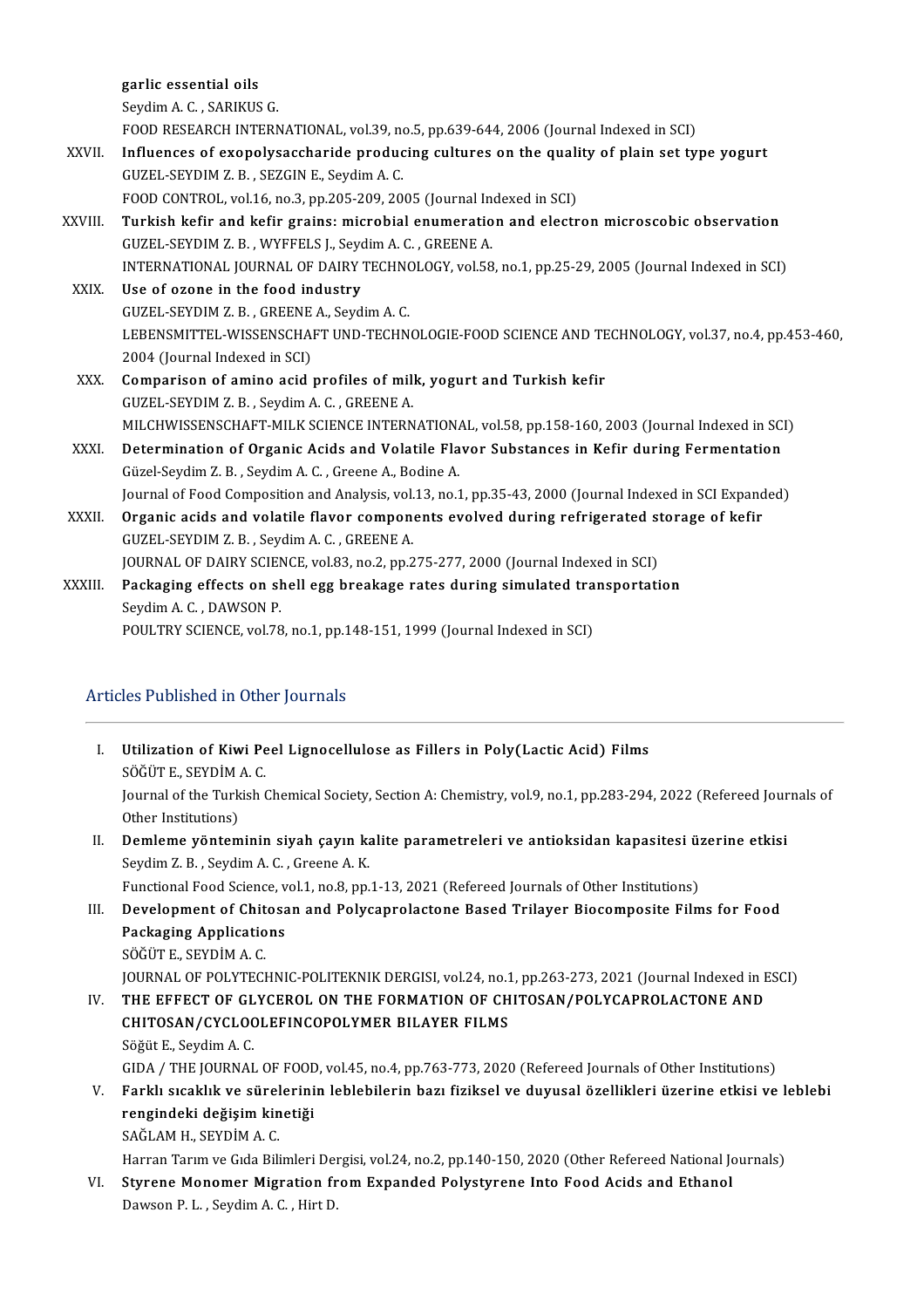garlic essential oils
Seydim A. C. , SARIKUS G.
FOOD RESEARCH INTERNATIONAL, vol.39, no.5, pp.639-644, 2006 (Journal Indexed in SCI)

XXVII. **Influences of exopolysaccharide producing cultures on the quality of plain set type yogurt**
GUZEL-SEYDIM Z. B. , SEZGIN E., Seydim A. C.
FOOD CONTROL, vol.16, no.3, pp.205-209, 2005 (Journal Indexed in SCI)

XXVIII. **Turkish kefir and kefir grains: microbial enumeration and electron microscobic observation**
GUZEL-SEYDIM Z. B. , WYFFELS J., Seydim A. C. , GREENE A.
INTERNATIONAL JOURNAL OF DAIRY TECHNOLOGY, vol.58, no.1, pp.25-29, 2005 (Journal Indexed in SCI)

XXIX. **Use of ozone in the food industry**
GUZEL-SEYDIM Z. B. , GREENE A., Seydim A. C.
LEBENSMITTEL-WISSENSCHAFT UND-TECHNOLOGIE-FOOD SCIENCE AND TECHNOLOGY, vol.37, no.4, pp.453-460, 2004 (Journal Indexed in SCI)

XXX. **Comparison of amino acid profiles of milk, yogurt and Turkish kefir**
GUZEL-SEYDIM Z. B. , Seydim A. C. , GREENE A.
MILCHWISSENSCHAFT-MILK SCIENCE INTERNATIONAL, vol.58, pp.158-160, 2003 (Journal Indexed in SCI)

XXXI. **Determination of Organic Acids and Volatile Flavor Substances in Kefir during Fermentation**
Güzel-Seydim Z. B. , Seydim A. C. , Greene A., Bodine A.
Journal of Food Composition and Analysis, vol.13, no.1, pp.35-43, 2000 (Journal Indexed in SCI Expanded)

XXXII. **Organic acids and volatile flavor components evolved during refrigerated storage of kefir**
GUZEL-SEYDIM Z. B. , Seydim A. C. , GREENE A.
JOURNAL OF DAIRY SCIENCE, vol.83, no.2, pp.275-277, 2000 (Journal Indexed in SCI)

XXXIII. **Packaging effects on shell egg breakage rates during simulated transportation**
Seydim A. C. , DAWSON P.
POULTRY SCIENCE, vol.78, no.1, pp.148-151, 1999 (Journal Indexed in SCI)

## Articles Published in Other Journals

I. **Utilization of Kiwi Peel Lignocellulose as Fillers in Poly(Lactic Acid) Films**
SÖĞÜT E., SEYDİM A. C.
Journal of the Turkish Chemical Society, Section A: Chemistry, vol.9, no.1, pp.283-294, 2022 (Refereed Journals of Other Institutions)

II. **Demleme yönteminin siyah çayın kalite parametreleri ve antioksidan kapasitesi üzerine etkisi**
Seydim Z. B. , Seydim A. C. , Greene A. K.
Functional Food Science, vol.1, no.8, pp.1-13, 2021 (Refereed Journals of Other Institutions)

III. **Development of Chitosan and Polycaprolactone Based Trilayer Biocomposite Films for Food Packaging Applications**
SÖĞÜT E., SEYDİM A. C.
JOURNAL OF POLYTECHNIC-POLITEKNIK DERGISI, vol.24, no.1, pp.263-273, 2021 (Journal Indexed in ESCI)

IV. **THE EFFECT OF GLYCEROL ON THE FORMATION OF CHITOSAN/POLYCAPROLACTONE AND CHITOSAN/CYCLOOLEFINCOPOLYMER BILAYER FILMS**
Söğüt E., Seydim A. C.
GIDA / THE JOURNAL OF FOOD, vol.45, no.4, pp.763-773, 2020 (Refereed Journals of Other Institutions)

V. **Farklı sıcaklık ve sürelerinin leblebilerin bazı fiziksel ve duyusal özellikleri üzerine etkisi ve leblebi rengindeki değişim kinetiği**
SAĞLAM H., SEYDİM A. C.
Harran Tarım ve Gıda Bilimleri Dergisi, vol.24, no.2, pp.140-150, 2020 (Other Refereed National Journals)

VI. **Styrene Monomer Migration from Expanded Polystyrene Into Food Acids and Ethanol**
Dawson P. L. , Seydim A. C. , Hirt D.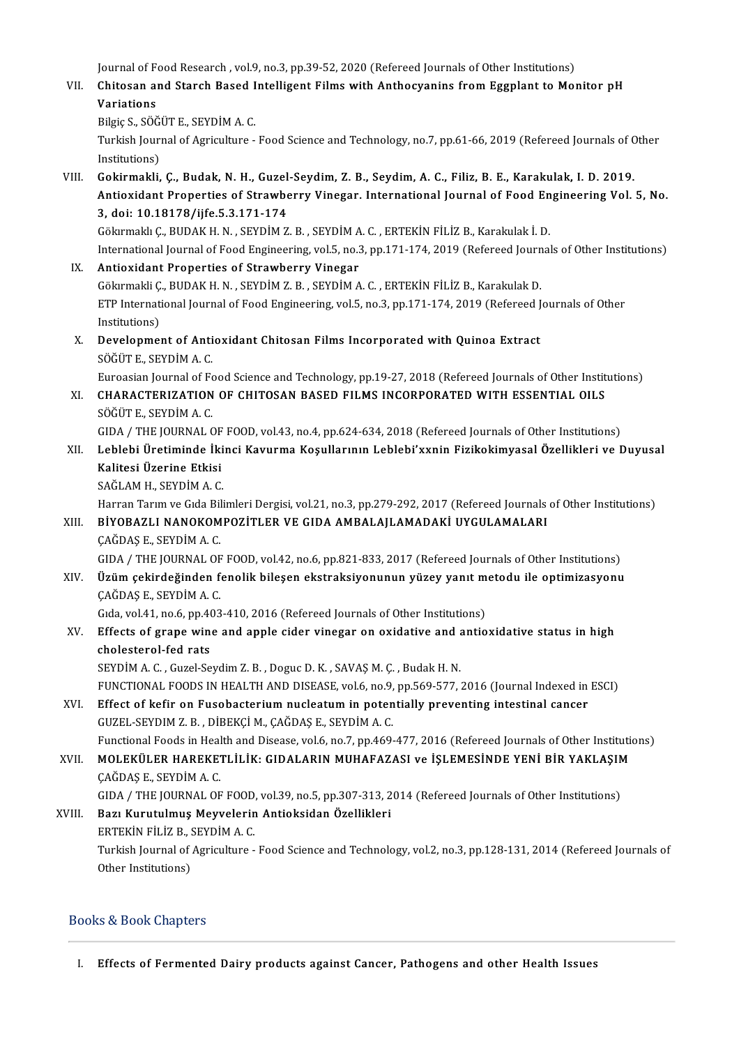Journal of Food Research , vol.9, no.3, pp.39-52, 2020 (Refereed Journals of Other Institutions)

VII. **Chitosan and Starch Based Intelligent Films with Anthocyanins from Eggplant to Monitor pH Variations**
Bilgiç S., SÖĞÜT E., SEYDİM A. C.
Turkish Journal of Agriculture - Food Science and Technology, no.7, pp.61-66, 2019 (Refereed Journals of Other Institutions)

VIII. **Gokirmakli, Ç., Budak, N. H., Guzel-Seydim, Z. B., Seydim, A. C., Filiz, B. E., Karakulak, I. D. 2019. Antioxidant Properties of Strawberry Vinegar. International Journal of Food Engineering Vol. 5, No. 3, doi: 10.18178/ijfe.5.3.171-174**
Gökırmaklı Ç., BUDAK H. N. , SEYDİM Z. B. , SEYDİM A. C. , ERTEKİN FİLİZ B., Karakulak İ. D.
International Journal of Food Engineering, vol.5, no.3, pp.171-174, 2019 (Refereed Journals of Other Institutions)

IX. **Antioxidant Properties of Strawberry Vinegar**
Gökırmakli Ç., BUDAK H. N. , SEYDİM Z. B. , SEYDİM A. C. , ERTEKİN FİLİZ B., Karakulak D.
ETP International Journal of Food Engineering, vol.5, no.3, pp.171-174, 2019 (Refereed Journals of Other Institutions)

X. **Development of Antioxidant Chitosan Films Incorporated with Quinoa Extract**
SÖĞÜT E., SEYDİM A. C.
Euroasian Journal of Food Science and Technology, pp.19-27, 2018 (Refereed Journals of Other Institutions)

XI. **CHARACTERIZATION OF CHITOSAN BASED FILMS INCORPORATED WITH ESSENTIAL OILS**
SÖĞÜT E., SEYDİM A. C.
GIDA / THE JOURNAL OF FOOD, vol.43, no.4, pp.624-634, 2018 (Refereed Journals of Other Institutions)

XII. **Leblebi Üretiminde İkinci Kavurma Koşullarının Leblebi'xxnin Fizikokimyasal Özellikleri ve Duyusal Kalitesi Üzerine Etkisi**
SAĞLAM H., SEYDİM A. C.
Harran Tarım ve Gıda Bilimleri Dergisi, vol.21, no.3, pp.279-292, 2017 (Refereed Journals of Other Institutions)

XIII. **BİYOBAZLI NANOKOMPOZİTLER VE GIDA AMBALAJLAMADAKİ UYGULAMALARI**
ÇAĞDAŞ E., SEYDİM A. C.
GIDA / THE JOURNAL OF FOOD, vol.42, no.6, pp.821-833, 2017 (Refereed Journals of Other Institutions)

XIV. **Üzüm çekirdeğinden fenolik bileşen ekstraksiyonunun yüzey yanıt metodu ile optimizasyonu**
ÇAĞDAŞ E., SEYDİM A. C.
Gıda, vol.41, no.6, pp.403-410, 2016 (Refereed Journals of Other Institutions)

XV. **Effects of grape wine and apple cider vinegar on oxidative and antioxidative status in high cholesterol-fed rats**
SEYDİM A. C. , Guzel-Seydim Z. B. , Doguc D. K. , SAVAŞ M. Ç. , Budak H. N.
FUNCTIONAL FOODS IN HEALTH AND DISEASE, vol.6, no.9, pp.569-577, 2016 (Journal Indexed in ESCI)

XVI. **Effect of kefir on Fusobacterium nucleatum in potentially preventing intestinal cancer**
GUZEL-SEYDIM Z. B. , DİBEKÇİ M., ÇAĞDAŞ E., SEYDİM A. C.
Functional Foods in Health and Disease, vol.6, no.7, pp.469-477, 2016 (Refereed Journals of Other Institutions)

XVII. **MOLEKÜLER HAREKETLİLİK: GIDALARIN MUHAFAZASI ve İŞLEMESİNDE YENİ BİR YAKLAŞIM**
ÇAĞDAŞ E., SEYDİM A. C.
GIDA / THE JOURNAL OF FOOD, vol.39, no.5, pp.307-313, 2014 (Refereed Journals of Other Institutions)

XVIII. **Bazı Kurutulmuş Meyvelerin Antioksidan Özellikleri**
ERTEKİN FİLİZ B., SEYDİM A. C.
Turkish Journal of Agriculture - Food Science and Technology, vol.2, no.3, pp.128-131, 2014 (Refereed Journals of Other Institutions)

## Books & Book Chapters

I. **Effects of Fermented Dairy products against Cancer, Pathogens and other Health Issues**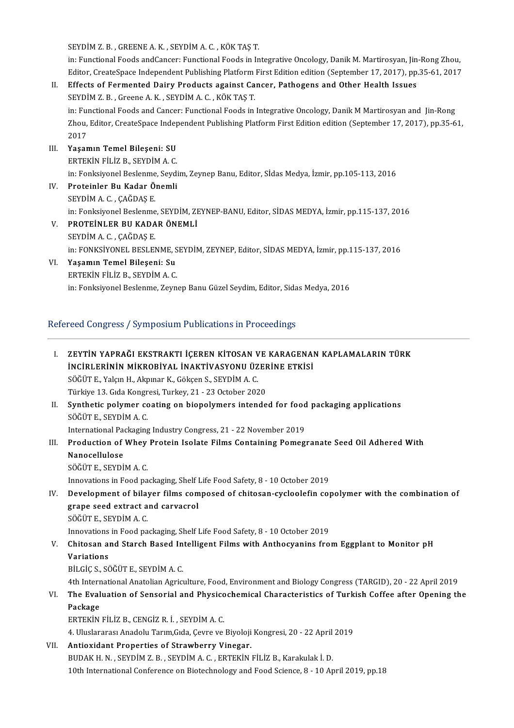SEYDİM Z. B. , GREENE A. K. , SEYDİM A. C. , KÖK TAŞ T.
in: Functional Foods andCancer: Functional Foods in Integrative Oncology, Danik M. Martirosyan, Jin-Rong Zhou, Editor, CreateSpace Independent Publishing Platform First Edition edition (September 17, 2017), pp.35-61, 2017

II. **Effects of Fermented Dairy Products against Cancer, Pathogens and Other Health Issues**
SEYDİM Z. B. , Greene A. K. , SEYDİM A. C. , KÖK TAŞ T.
in: Functional Foods and Cancer: Functional Foods in Integrative Oncology, Danik M Martirosyan and Jin-Rong Zhou, Editor, CreateSpace Independent Publishing Platform First Edition edition (September 17, 2017), pp.35-61, 2017

III. **Yaşamın Temel Bileşeni: SU**
ERTEKİN FİLİZ B., SEYDİM A. C.
in: Fonksiyonel Beslenme, Seydim, Zeynep Banu, Editor, Sİdas Medya, İzmir, pp.105-113, 2016

IV. **Proteinler Bu Kadar Önemli**
SEYDİM A. C. , ÇAĞDAŞ E.
in: Fonksiyonel Beslenme, SEYDİM, ZEYNEP-BANU, Editor, SİDAS MEDYA, İzmir, pp.115-137, 2016

V. **PROTEİNLER BU KADAR ÖNEMLİ**
SEYDİM A. C. , ÇAĞDAŞ E.
in: FONKSİYONEL BESLENME, SEYDİM, ZEYNEP, Editor, SİDAS MEDYA, İzmir, pp.115-137, 2016

VI. **Yaşamın Temel Bileşeni: Su**
ERTEKİN FİLİZ B., SEYDİM A. C.
in: Fonksiyonel Beslenme, Zeynep Banu Güzel Seydim, Editor, Sidas Medya, 2016

## Refereed Congress / Symposium Publications in Proceedings

I. **ZEYTİN YAPRAĞI EKSTRAKTI İÇEREN KİTOSAN VE KARAGENAN KAPLAMALARIN TÜRK İNCİRLERİNİN MİKROBİYAL İNAKTİVASYONU ÜZERİNE ETKİSİ**
SÖĞÜT E., Yalçın H., Akpınar K., Gökçen S., SEYDİM A. C.
Türkiye 13. Gıda Kongresi, Turkey, 21 - 23 October 2020

II. **Synthetic polymer coating on biopolymers intended for food packaging applications**
SÖĞÜT E., SEYDİM A. C.
International Packaging Industry Congress, 21 - 22 November 2019

III. **Production of Whey Protein Isolate Films Containing Pomegranate Seed Oil Adhered With Nanocellulose**
SÖĞÜT E., SEYDİM A. C.
Innovations in Food packaging, Shelf Life Food Safety, 8 - 10 October 2019

IV. **Development of bilayer films composed of chitosan-cycloolefin copolymer with the combination of grape seed extract and carvacrol**
SÖĞÜT E., SEYDİM A. C.
Innovations in Food packaging, Shelf Life Food Safety, 8 - 10 October 2019

V. **Chitosan and Starch Based Intelligent Films with Anthocyanins from Eggplant to Monitor pH Variations**
BİLGİÇ S., SÖĞÜT E., SEYDİM A. C.
4th International Anatolian Agriculture, Food, Environment and Biology Congress (TARGID), 20 - 22 April 2019

VI. **The Evaluation of Sensorial and Physicochemical Characteristics of Turkish Coffee after Opening the Package**
ERTEKİN FİLİZ B., CENGİZ R. İ. , SEYDİM A. C.
4. Uluslararası Anadolu Tarım,Gıda, Çevre ve Biyoloji Kongresi, 20 - 22 April 2019

VII. **Antioxidant Properties of Strawberry Vinegar.**
BUDAK H. N. , SEYDİM Z. B. , SEYDİM A. C. , ERTEKİN FİLİZ B., Karakulak İ. D.
10th International Conference on Biotechnology and Food Science, 8 - 10 April 2019, pp.18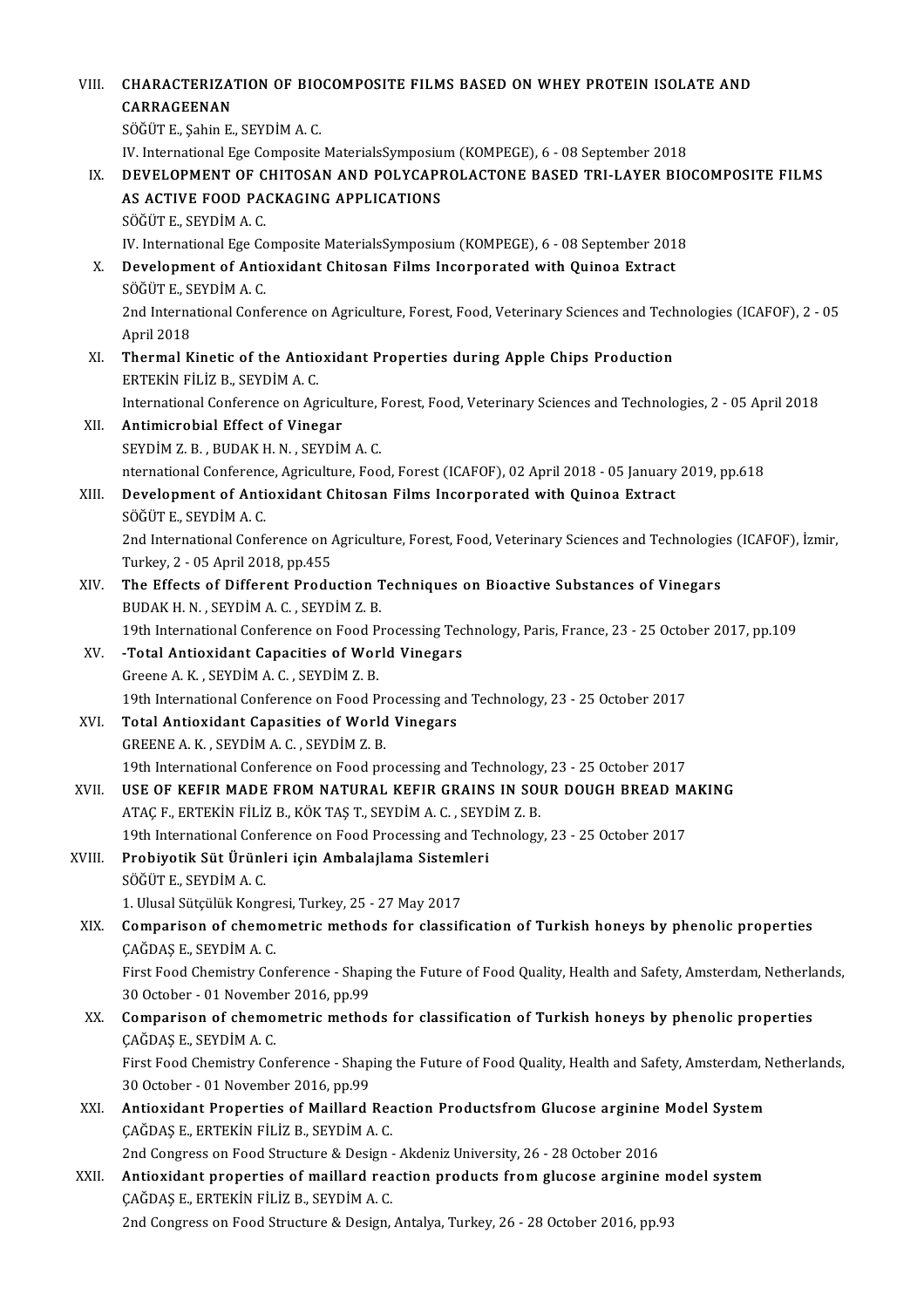VIII. **CHARACTERIZATION OF BIOCOMPOSITE FILMS BASED ON WHEY PROTEIN ISOLATE AND CARRAGEENAN**
SÖĞÜT E., Şahin E., SEYDİM A. C.
IV. International Ege Composite MaterialsSymposium (KOMPEGE), 6 - 08 September 2018

IX. **DEVELOPMENT OF CHITOSAN AND POLYCAPROLACTONE BASED TRI-LAYER BIOCOMPOSITE FILMS AS ACTIVE FOOD PACKAGING APPLICATIONS**
SÖĞÜT E., SEYDİM A. C.
IV. International Ege Composite MaterialsSymposium (KOMPEGE), 6 - 08 September 2018

X. **Development of Antioxidant Chitosan Films Incorporated with Quinoa Extract**
SÖĞÜT E., SEYDİM A. C.
2nd International Conference on Agriculture, Forest, Food, Veterinary Sciences and Technologies (ICAFOF), 2 - 05 April 2018

XI. **Thermal Kinetic of the Antioxidant Properties during Apple Chips Production**
ERTEKİN FİLİZ B., SEYDİM A. C.
International Conference on Agriculture, Forest, Food, Veterinary Sciences and Technologies, 2 - 05 April 2018

XII. **Antimicrobial Effect of Vinegar**
SEYDİM Z. B. , BUDAK H. N. , SEYDİM A. C.
nternational Conference, Agriculture, Food, Forest (ICAFOF), 02 April 2018 - 05 January 2019, pp.618

XIII. **Development of Antioxidant Chitosan Films Incorporated with Quinoa Extract**
SÖĞÜT E., SEYDİM A. C.
2nd International Conference on Agriculture, Forest, Food, Veterinary Sciences and Technologies (ICAFOF), İzmir, Turkey, 2 - 05 April 2018, pp.455

XIV. **The Effects of Different Production Techniques on Bioactive Substances of Vinegars**
BUDAK H. N. , SEYDİM A. C. , SEYDİM Z. B.
19th International Conference on Food Processing Technology, Paris, France, 23 - 25 October 2017, pp.109

XV. **-Total Antioxidant Capacities of World Vinegars**
Greene A. K. , SEYDİM A. C. , SEYDİM Z. B.
19th International Conference on Food Processing and Technology, 23 - 25 October 2017

XVI. **Total Antioxidant Capasities of World Vinegars**
GREENE A. K. , SEYDİM A. C. , SEYDİM Z. B.
19th International Conference on Food processing and Technology, 23 - 25 October 2017

XVII. **USE OF KEFIR MADE FROM NATURAL KEFIR GRAINS IN SOUR DOUGH BREAD MAKING**
ATAÇ F., ERTEKİN FİLİZ B., KÖK TAŞ T., SEYDİM A. C. , SEYDİM Z. B.
19th International Conference on Food Processing and Technology, 23 - 25 October 2017

XVIII. **Probiyotik Süt Ürünleri için Ambalajlama Sistemleri**
SÖĞÜT E., SEYDİM A. C.
1. Ulusal Sütçülük Kongresi, Turkey, 25 - 27 May 2017

XIX. **Comparison of chemometric methods for classification of Turkish honeys by phenolic properties**
ÇAĞDAŞ E., SEYDİM A. C.
First Food Chemistry Conference - Shaping the Future of Food Quality, Health and Safety, Amsterdam, Netherlands, 30 October - 01 November 2016, pp.99

XX. **Comparison of chemometric methods for classification of Turkish honeys by phenolic properties**
ÇAĞDAŞ E., SEYDİM A. C.
First Food Chemistry Conference - Shaping the Future of Food Quality, Health and Safety, Amsterdam, Netherlands, 30 October - 01 November 2016, pp.99

XXI. **Antioxidant Properties of Maillard Reaction Productsfrom Glucose arginine Model System**
ÇAĞDAŞ E., ERTEKİN FİLİZ B., SEYDİM A. C.
2nd Congress on Food Structure & Design - Akdeniz University, 26 - 28 October 2016

XXII. **Antioxidant properties of maillard reaction products from glucose arginine model system**
ÇAĞDAŞ E., ERTEKİN FİLİZ B., SEYDİM A. C.
2nd Congress on Food Structure & Design, Antalya, Turkey, 26 - 28 October 2016, pp.93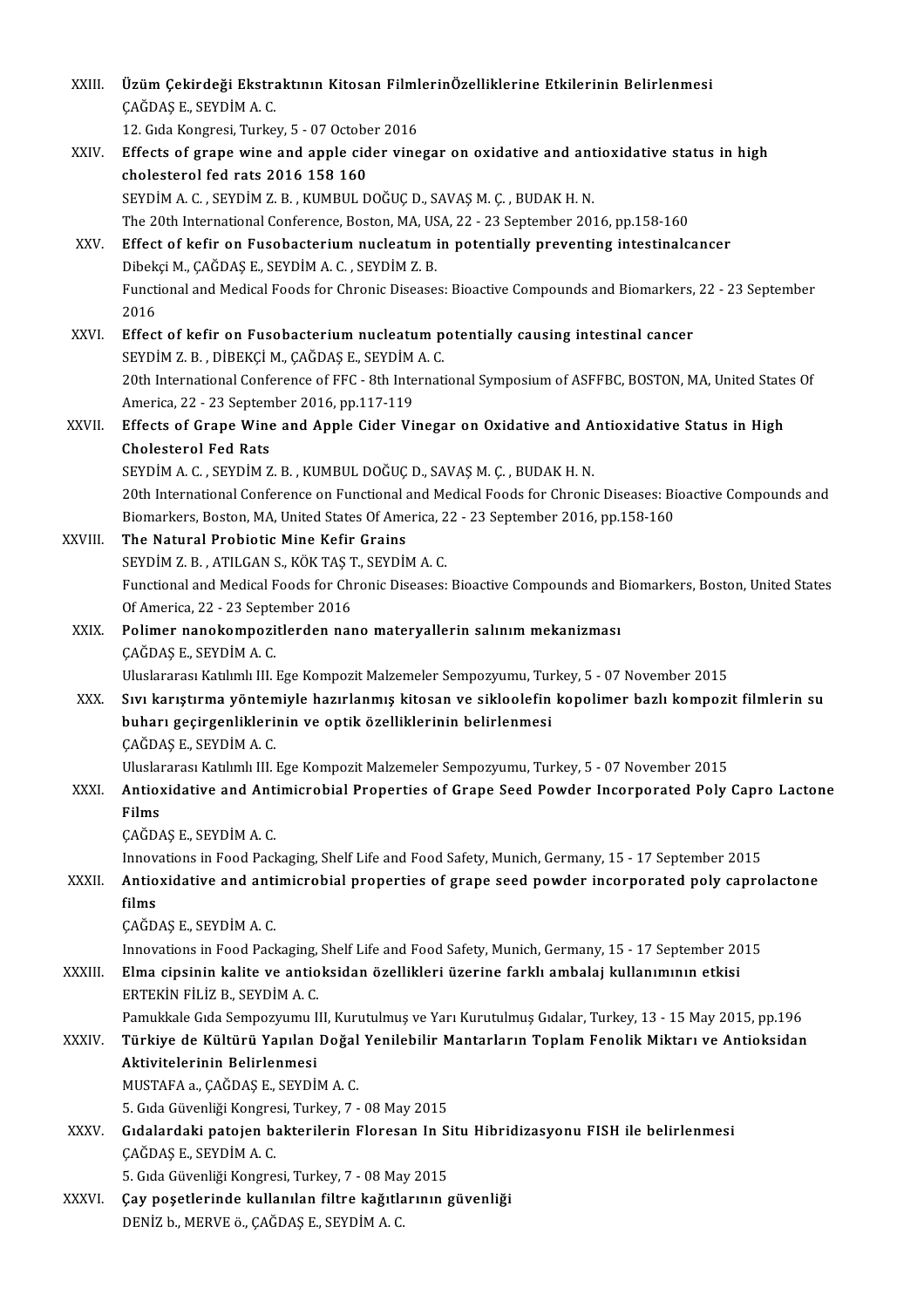XXIII. **Üzüm Çekirdeği Ekstraktının Kitosan FilmlerinÖzelliklerine Etkilerinin Belirlenmesi**
ÇAĞDAŞ E., SEYDİM A. C.
12. Gıda Kongresi, Turkey, 5 - 07 October 2016

XXIV. **Effects of grape wine and apple cider vinegar on oxidative and antioxidative status in high cholesterol fed rats 2016 158 160**
SEYDİM A. C. , SEYDİM Z. B. , KUMBUL DOĞUÇ D., SAVAŞ M. Ç. , BUDAK H. N.
The 20th International Conference, Boston, MA, USA, 22 - 23 September 2016, pp.158-160

XXV. **Effect of kefir on Fusobacterium nucleatum in potentially preventing intestinalcancer**
Dibekçi M., ÇAĞDAŞ E., SEYDİM A. C. , SEYDİM Z. B.
Functional and Medical Foods for Chronic Diseases: Bioactive Compounds and Biomarkers, 22 - 23 September 2016

XXVI. **Effect of kefir on Fusobacterium nucleatum potentially causing intestinal cancer**
SEYDİM Z. B. , DİBEKÇİ M., ÇAĞDAŞ E., SEYDİM A. C.
20th International Conference of FFC - 8th International Symposium of ASFFBC, BOSTON, MA, United States Of America, 22 - 23 September 2016, pp.117-119

XXVII. **Effects of Grape Wine and Apple Cider Vinegar on Oxidative and Antioxidative Status in High Cholesterol Fed Rats**
SEYDİM A. C. , SEYDİM Z. B. , KUMBUL DOĞUÇ D., SAVAŞ M. Ç. , BUDAK H. N.
20th International Conference on Functional and Medical Foods for Chronic Diseases: Bioactive Compounds and Biomarkers, Boston, MA, United States Of America, 22 - 23 September 2016, pp.158-160

XXVIII. **The Natural Probiotic Mine Kefir Grains**
SEYDİM Z. B. , ATILGAN S., KÖK TAŞ T., SEYDİM A. C.
Functional and Medical Foods for Chronic Diseases: Bioactive Compounds and Biomarkers, Boston, United States Of America, 22 - 23 September 2016

XXIX. **Polimer nanokompozitlerden nano materyallerin salınım mekanizması**
ÇAĞDAŞ E., SEYDİM A. C.
Uluslararası Katılımlı III. Ege Kompozit Malzemeler Sempozyumu, Turkey, 5 - 07 November 2015

XXX. **Sıvı karıştırma yöntemiyle hazırlanmış kitosan ve sikloolefin kopolimer bazlı kompozit filmlerin su buharı geçirgenliklerinin ve optik özelliklerinin belirlenmesi**
ÇAĞDAŞ E., SEYDİM A. C.
Uluslararası Katılımlı III. Ege Kompozit Malzemeler Sempozyumu, Turkey, 5 - 07 November 2015

XXXI. **Antioxidative and Antimicrobial Properties of Grape Seed Powder Incorporated Poly Capro Lactone Films**
ÇAĞDAŞ E., SEYDİM A. C.
Innovations in Food Packaging, Shelf Life and Food Safety, Munich, Germany, 15 - 17 September 2015

XXXII. **Antioxidative and antimicrobial properties of grape seed powder incorporated poly caprolactone films**
ÇAĞDAŞ E., SEYDİM A. C.
Innovations in Food Packaging, Shelf Life and Food Safety, Munich, Germany, 15 - 17 September 2015

XXXIII. **Elma cipsinin kalite ve antioksidan özellikleri üzerine farklı ambalaj kullanımının etkisi**
ERTEKİN FİLİZ B., SEYDİM A. C.
Pamukkale Gıda Sempozyumu III, Kurutulmuş ve Yarı Kurutulmuş Gıdalar, Turkey, 13 - 15 May 2015, pp.196

XXXIV. **Türkiye de Kültürü Yapılan Doğal Yenilebilir Mantarların Toplam Fenolik Miktarı ve Antioksidan Aktivitelerinin Belirlenmesi**
MUSTAFA a., ÇAĞDAŞ E., SEYDİM A. C.
5. Gıda Güvenliği Kongresi, Turkey, 7 - 08 May 2015

XXXV. **Gıdalardaki patojen bakterilerin Floresan In Situ Hibridizasyonu FISH ile belirlenmesi**
ÇAĞDAŞ E., SEYDİM A. C.
5. Gıda Güvenliği Kongresi, Turkey, 7 - 08 May 2015

XXXVI. **Çay poşetlerinde kullanılan filtre kağıtlarının güvenliği**
DENİZ b., MERVE ö., ÇAĞDAŞ E., SEYDİM A. C.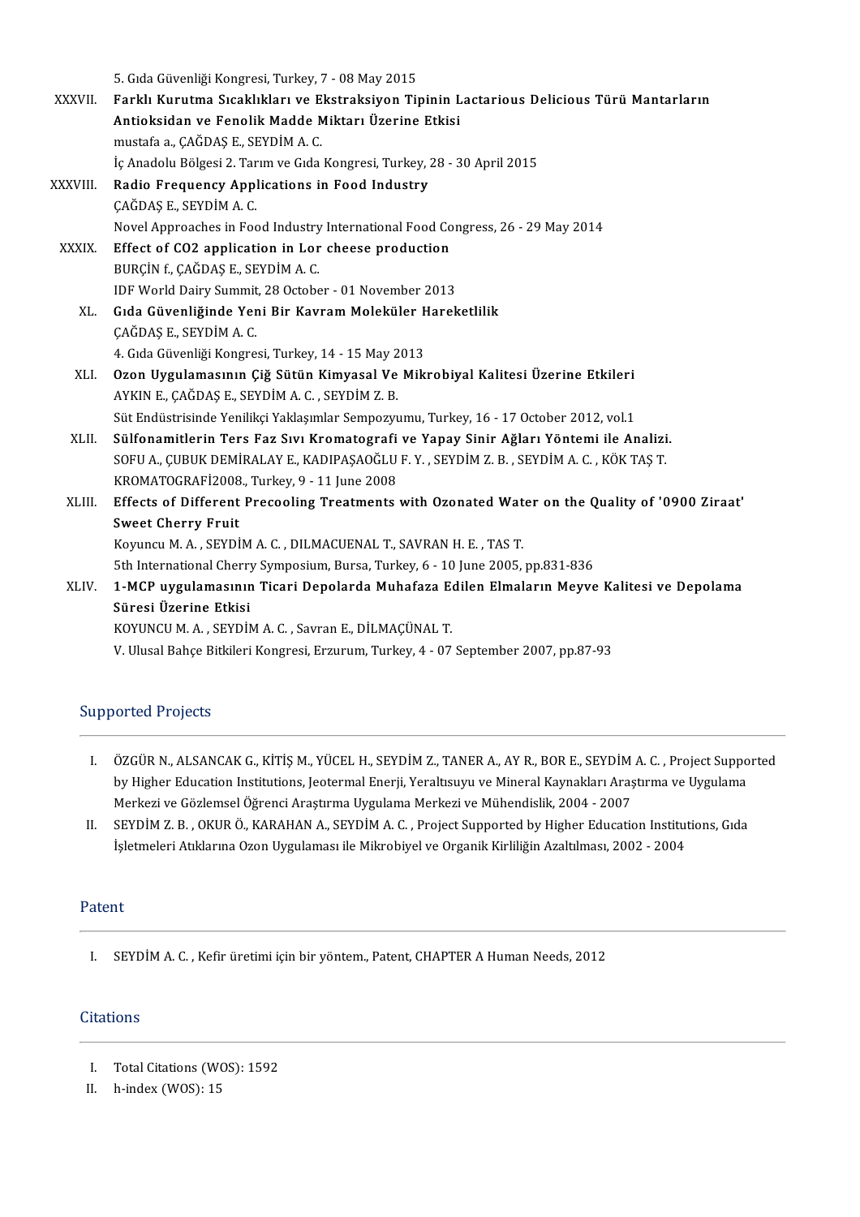5. Gıda Güvenliği Kongresi, Turkey, 7 - 08 May 2015

XXXVII. **Farklı Kurutma Sıcaklıkları ve Ekstraksiyon Tipinin Lactarious Delicious Türü Mantarların Antioksidan ve Fenolik Madde Miktarı Üzerine Etkisi**
mustafa a., ÇAĞDAŞ E., SEYDİM A. C.
İç Anadolu Bölgesi 2. Tarım ve Gıda Kongresi, Turkey, 28 - 30 April 2015

XXXVIII. **Radio Frequency Applications in Food Industry**
ÇAĞDAŞ E., SEYDİM A. C.
Novel Approaches in Food Industry International Food Congress, 26 - 29 May 2014

XXXIX. **Effect of $CO_2$ application in Lor cheese production**
BURÇİN f., ÇAĞDAŞ E., SEYDİM A. C.
IDF World Dairy Summit, 28 October - 01 November 2013

XL. **Gıda Güvenliğinde Yeni Bir Kavram Moleküler Hareketlilik**
ÇAĞDAŞ E., SEYDİM A. C.
4. Gıda Güvenliği Kongresi, Turkey, 14 - 15 May 2013

XLI. **Ozon Uygulamasının Çiğ Sütün Kimyasal Ve Mikrobiyal Kalitesi Üzerine Etkileri**
AYKIN E., ÇAĞDAŞ E., SEYDİM A. C. , SEYDİM Z. B.
Süt Endüstrisinde Yenilikçi Yaklaşımlar Sempozyumu, Turkey, 16 - 17 October 2012, vol.1

XLII. **Sülfonamitlerin Ters Faz Sıvı Kromatografi ve Yapay Sinir Ağları Yöntemi ile Analizi.**
SOFU A., ÇUBUK DEMİRALAY E., KADIPAŞAOĞLU F. Y. , SEYDİM Z. B. , SEYDİM A. C. , KÖK TAŞ T.
KROMATOGRAFİ2008., Turkey, 9 - 11 June 2008

XLIII. **Effects of Different Precooling Treatments with Ozonated Water on the Quality of '0900 Ziraat' Sweet Cherry Fruit**
Koyuncu M. A. , SEYDİM A. C. , DILMACUENAL T., SAVRAN H. E. , TAS T.
5th International Cherry Symposium, Bursa, Turkey, 6 - 10 June 2005, pp.831-836

XLIV. **1-MCP uygulamasının Ticari Depolarda Muhafaza Edilen Elmaların Meyve Kalitesi ve Depolama Süresi Üzerine Etkisi**
KOYUNCU M. A. , SEYDİM A. C. , Savran E., DİLMAÇÜNAL T.
V. Ulusal Bahçe Bitkileri Kongresi, Erzurum, Turkey, 4 - 07 September 2007, pp.87-93

## Supported Projects

I. ÖZGÜR N., ALSANCAK G., KİTİŞ M., YÜCEL H., SEYDİM Z., TANER A., AY R., BOR E., SEYDİM A. C. , Project Supported by Higher Education Institutions, Jeotermal Enerji, Yeraltısuyu ve Mineral Kaynakları Araştırma ve Uygulama Merkezi ve Gözlemsel Öğrenci Araştırma Uygulama Merkezi ve Mühendislik, 2004 - 2007

II. SEYDİM Z. B. , OKUR Ö., KARAHAN A., SEYDİM A. C. , Project Supported by Higher Education Institutions, Gıda İşletmeleri Atıklarına Ozon Uygulaması ile Mikrobiyel ve Organik Kirliliğin Azaltılması, 2002 - 2004

## Patent

I. SEYDİM A. C. , Kefir üretimi için bir yöntem., Patent, CHAPTER A Human Needs, 2012

## Citations

I. Total Citations (WOS): 1592
II. h-index (WOS): 15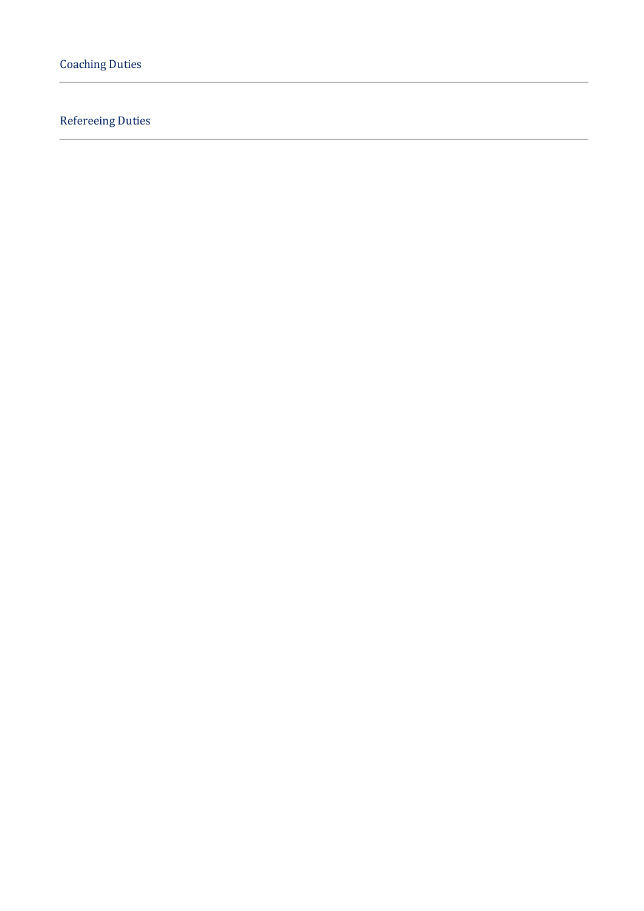## Coaching Duties

---

## Refereeing Duties

---